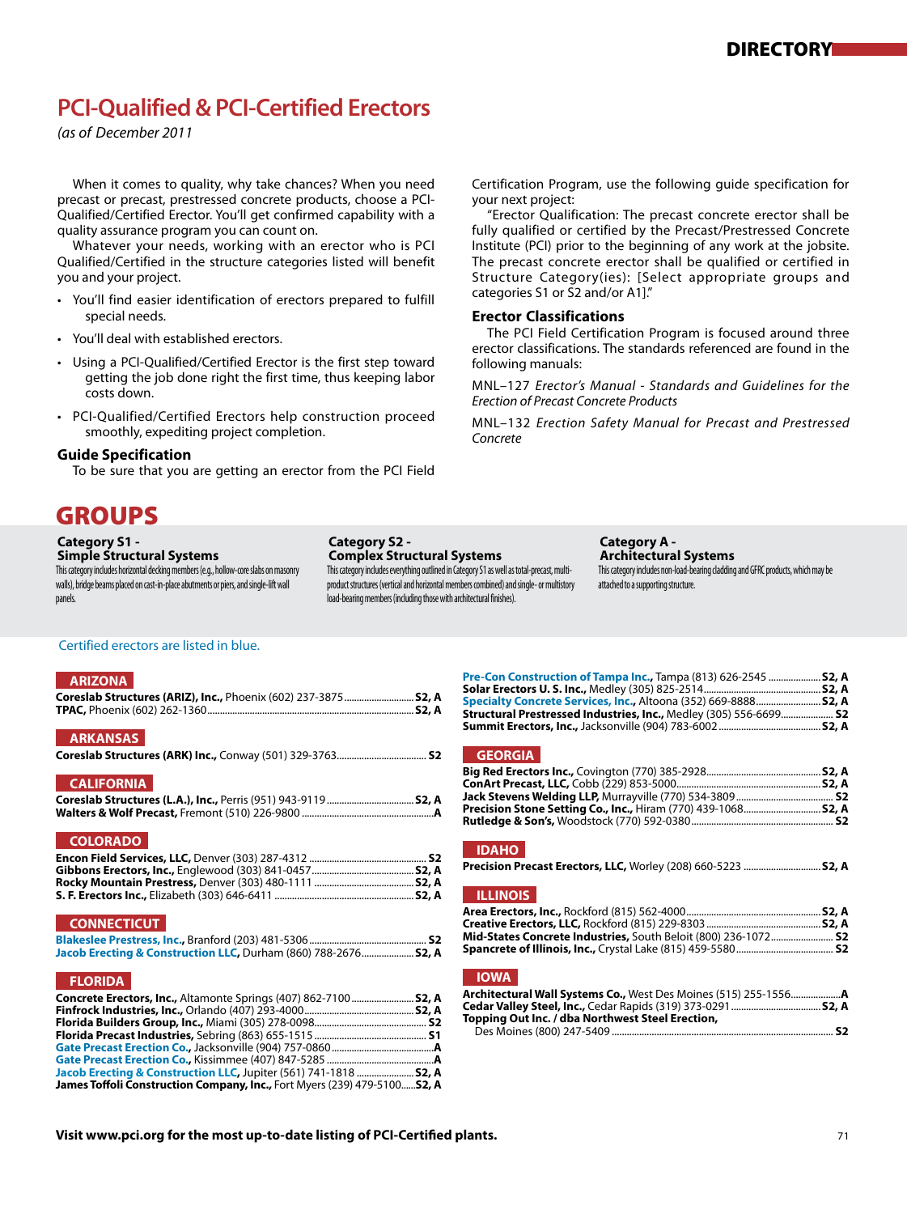# PCI-Qualified & PCI-Certified Erectors

*(as of December 2011)*

When it comes to quality, why take chances? When you need precast or precast, prestressed concrete products, choose a PCI-Qualified/Certified Erector. You'll get confirmed capability with a quality assurance program you can count on.

Whatever your needs, working with an erector who is PCI Qualified/Certified in the structure categories listed will benefit you and your project.

- You'll find easier identification of erectors prepared to fulfill special needs.
- You'll deal with established erectors.
- Using a PCI-Qualified/Certified Erector is the first step toward getting the job done right the first time, thus keeping labor costs down.
- PCI-Qualified/Certified Erectors help construction proceed smoothly, expediting project completion.

### Guide Specification

To be sure that you are getting an erector from the PCI Field Certification Program, use the following guide specification for your next project:

"Erector Qualification: The precast concrete erector shall be fully qualified or certified by the Precast/Prestressed Concrete Institute (PCI) prior to the beginning of any work at the jobsite. The precast concrete erector shall be qualified or certified in Structure Category(ies): [Select appropriate groups and categories S1 or S2 and/or A1]."

### Erector Classifications

The PCI Field Certification Program is focused around three erector classifications. The standards referenced are found in the following manuals:

MNL–127 *Erector's Manual - Standards and Guidelines for the Erection of Precast Concrete Products*

MNL–132 *Erection Safety Manual for Precast and Prestressed Concrete*

## GROUPS

**Category S1 - Simple Structural Systems**
This category includes horizontal decking members (e.g., hollow-core slabs on masonry walls), bridge beams placed on cast-in-place abutments or piers, and single-lift wall panels.

**Category S2 - Complex Structural Systems**
This category includes everything outlined in Category S1 as well as total-precast, multi-product structures (vertical and horizontal members combined) and single- or multistory load-bearing members (including those with architectural finishes).

**Category A - Architectural Systems**
This category includes non-load-bearing cladding and GFRC products, which may be attached to a supporting structure.

Certified erectors are listed in blue.

### ARIZONA

**Coreslab Structures (ARIZ), Inc.,** Phoenix (602) 237-3875 ..... S2, A
**TPAC,** Phoenix (602) 262-1360 ..... S2, A

### ARKANSAS

**Coreslab Structures (ARK) Inc.,** Conway (501) 329-3763 ..... S2

### CALIFORNIA

**Coreslab Structures (L.A.), Inc.,** Perris (951) 943-9119 ..... S2, A
**Walters & Wolf Precast,** Fremont (510) 226-9800 ..... A

### COLORADO

**Encon Field Services, LLC,** Denver (303) 287-4312 ..... S2
**Gibbons Erectors, Inc.,** Englewood (303) 841-0457 ..... S2, A
**Rocky Mountain Prestress,** Denver (303) 480-1111 ..... S2, A
**S. F. Erectors Inc.,** Elizabeth (303) 646-6411 ..... S2, A

### CONNECTICUT

**Blakeslee Prestress, Inc.,** Branford (203) 481-5306 ..... S2
**Jacob Erecting & Construction LLC,** Durham (860) 788-2676 ..... S2, A

### FLORIDA

**Concrete Erectors, Inc.,** Altamonte Springs (407) 862-7100 ..... S2, A
**Finfrock Industries, Inc.,** Orlando (407) 293-4000 ..... S2, A
**Florida Builders Group, Inc.,** Miami (305) 278-0098 ..... S2
**Florida Precast Industries,** Sebring (863) 655-1515 ..... S1
**Gate Precast Erection Co.,** Jacksonville (904) 757-0860 ..... A
**Gate Precast Erection Co.,** Kissimmee (407) 847-5285 ..... A
**Jacob Erecting & Construction LLC,** Jupiter (561) 741-1818 ..... S2, A
**James Toffoli Construction Company, Inc.,** Fort Myers (239) 479-5100 ..... S2, A
**Pre-Con Construction of Tampa Inc.,** Tampa (813) 626-2545 ..... S2, A
**Solar Erectors U. S. Inc.,** Medley (305) 825-2514 ..... S2, A
**Specialty Concrete Services, Inc.,** Altoona (352) 669-8888 ..... S2, A
**Structural Prestressed Industries, Inc.,** Medley (305) 556-6699 ..... S2
**Summit Erectors, Inc.,** Jacksonville (904) 783-6002 ..... S2, A

### GEORGIA

**Big Red Erectors Inc.,** Covington (770) 385-2928 ..... S2, A
**ConArt Precast, LLC,** Cobb (229) 853-5000 ..... S2, A
**Jack Stevens Welding LLP,** Murrayville (770) 534-3809 ..... S2
**Precision Stone Setting Co., Inc.,** Hiram (770) 439-1068 ..... S2, A
**Rutledge & Son's,** Woodstock (770) 592-0380 ..... S2

### IDAHO

**Precision Precast Erectors, LLC,** Worley (208) 660-5223 ..... S2, A

### ILLINOIS

**Area Erectors, Inc.,** Rockford (815) 562-4000 ..... S2, A
**Creative Erectors, LLC,** Rockford (815) 229-8303 ..... S2, A
**Mid-States Concrete Industries,** South Beloit (800) 236-1072 ..... S2
**Spancrete of Illinois, Inc.,** Crystal Lake (815) 459-5580 ..... S2

### IOWA

**Architectural Wall Systems Co.,** West Des Moines (515) 255-1556 ..... A
**Cedar Valley Steel, Inc.,** Cedar Rapids (319) 373-0291 ..... S2, A
**Topping Out Inc. / dba Northwest Steel Erection,** Des Moines (800) 247-5409 ..... S2

**Visit www.pci.org for the most up-to-date listing of PCI-Certified plants.**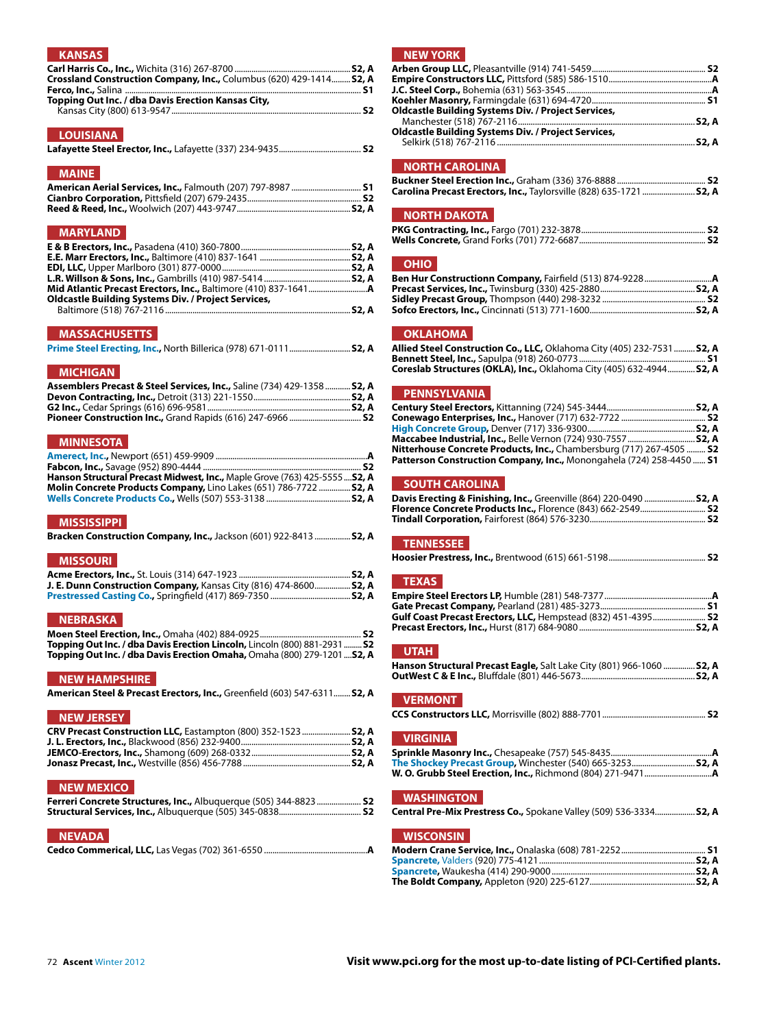## KANSAS

**Carl Harris Co., Inc.,** Wichita (316) 267-8700 .......... **S2, A**
**Crossland Construction Company, Inc.,** Columbus (620) 429-1414 .......... **S2, A**
**Ferco, Inc.,** Salina .......... **S1**
**Topping Out Inc. / dba Davis Erection Kansas City,** Kansas City (800) 613-9547 .......... **S2**

## LOUISIANA

**Lafayette Steel Erector, Inc.,** Lafayette (337) 234-9435 .......... **S2**

## MAINE

**American Aerial Services, Inc.,** Falmouth (207) 797-8987 .......... **S1**
**Cianbro Corporation,** Pittsfield (207) 679-2435 .......... **S2**
**Reed & Reed, Inc.,** Woolwich (207) 443-9747 .......... **S2, A**

## MARYLAND

**E & B Erectors, Inc.,** Pasadena (410) 360-7800 .......... **S2, A**
**E.E. Marr Erectors, Inc.,** Baltimore (410) 837-1641 .......... **S2, A**
**EDI, LLC,** Upper Marlboro (301) 877-0000 .......... **S2, A**
**L.R. Willson & Sons, Inc.,** Gambrills (410) 987-5414 .......... **S2, A**
**Mid Atlantic Precast Erectors, Inc.,** Baltimore (410) 837-1641 .......... **A**
**Oldcastle Building Systems Div. / Project Services,** Baltimore (518) 767-2116 .......... **S2, A**

## MASSACHUSETTS

**Prime Steel Erecting, Inc.,** North Billerica (978) 671-0111 .......... **S2, A**

## MICHIGAN

**Assemblers Precast & Steel Services, Inc.,** Saline (734) 429-1358 .......... **S2, A**
**Devon Contracting, Inc.,** Detroit (313) 221-1550 .......... **S2, A**
**G2 Inc.,** Cedar Springs (616) 696-9581 .......... **S2, A**
**Pioneer Construction Inc.,** Grand Rapids (616) 247-6966 .......... **S2**

## MINNESOTA

**Amerect, Inc.,** Newport (651) 459-9909 .......... **A**
**Fabcon, Inc.,** Savage (952) 890-4444 .......... **S2**
**Hanson Structural Precast Midwest, Inc.,** Maple Grove (763) 425-5555 .......... **S2, A**
**Molin Concrete Products Company,** Lino Lakes (651) 786-7722 .......... **S2, A**
**Wells Concrete Products Co.,** Wells (507) 553-3138 .......... **S2, A**

## MISSISSIPPI

**Bracken Construction Company, Inc.,** Jackson (601) 922-8413 .......... **S2, A**

## MISSOURI

**Acme Erectors, Inc.,** St. Louis (314) 647-1923 .......... **S2, A**
**J. E. Dunn Construction Company,** Kansas City (816) 474-8600 .......... **S2, A**
**Prestressed Casting Co.,** Springfield (417) 869-7350 .......... **S2, A**

## NEBRASKA

**Moen Steel Erection, Inc.,** Omaha (402) 884-0925 .......... **S2**
**Topping Out Inc. / dba Davis Erection Lincoln,** Lincoln (800) 881-2931 .......... **S2**
**Topping Out Inc. / dba Davis Erection Omaha,** Omaha (800) 279-1201 .......... **S2, A**

## NEW HAMPSHIRE

**American Steel & Precast Erectors, Inc.,** Greenfield (603) 547-6311 .......... **S2, A**

## NEW JERSEY

**CRV Precast Construction LLC,** Eastampton (800) 352-1523 .......... **S2, A**
**J. L. Erectors, Inc.,** Blackwood (856) 232-9400 .......... **S2, A**
**JEMCO-Erectors, Inc.,** Shamong (609) 268-0332 .......... **S2, A**
**Jonasz Precast, Inc.,** Westville (856) 456-7788 .......... **S2, A**

## NEW MEXICO

**Ferreri Concrete Structures, Inc.,** Albuquerque (505) 344-8823 .......... **S2**
**Structural Services, Inc.,** Albuquerque (505) 345-0838 .......... **S2**

## NEVADA

**Cedco Commerical, LLC,** Las Vegas (702) 361-6550 .......... **A**

## NEW YORK

**Arben Group LLC,** Pleasantville (914) 741-5459 .......... **S2**
**Empire Constructors LLC,** Pittsford (585) 586-1510 .......... **A**
**J.C. Steel Corp.,** Bohemia (631) 563-3545 .......... **A**
**Koehler Masonry,** Farmingdale (631) 694-4720 .......... **S1**
**Oldcastle Building Systems Div. / Project Services,** Manchester (518) 767-2116 .......... **S2, A**
**Oldcastle Building Systems Div. / Project Services,** Selkirk (518) 767-2116 .......... **S2, A**

## NORTH CAROLINA

**Buckner Steel Erection Inc.,** Graham (336) 376-8888 .......... **S2**
**Carolina Precast Erectors, Inc.,** Taylorsville (828) 635-1721 .......... **S2, A**

## NORTH DAKOTA

**PKG Contracting, Inc.,** Fargo (701) 232-3878 .......... **S2**
**Wells Concrete,** Grand Forks (701) 772-6687 .......... **S2**

## OHIO

**Ben Hur Constructionn Company,** Fairfield (513) 874-9228 .......... **A**
**Precast Services, Inc.,** Twinsburg (330) 425-2880 .......... **S2, A**
**Sidley Precast Group,** Thompson (440) 298-3232 .......... **S2**
**Sofco Erectors, Inc.,** Cincinnati (513) 771-1600 .......... **S2, A**

## OKLAHOMA

**Allied Steel Construction Co., LLC,** Oklahoma City (405) 232-7531 .......... **S2, A**
**Bennett Steel, Inc.,** Sapulpa (918) 260-0773 .......... **S1**
**Coreslab Structures (OKLA), Inc.,** Oklahoma City (405) 632-4944 .......... **S2, A**

## PENNSYLVANIA

**Century Steel Erectors,** Kittanning (724) 545-3444 .......... **S2, A**
**Conewago Enterprises, Inc.,** Hanover (717) 632-7722 .......... **S2**
**High Concrete Group,** Denver (717) 336-9300 .......... **S2, A**
**Maccabee Industrial, Inc.,** Belle Vernon (724) 930-7557 .......... **S2, A**
**Nitterhouse Concrete Products, Inc.,** Chambersburg (717) 267-4505 .......... **S2**
**Patterson Construction Company, Inc.,** Monongahela (724) 258-4450 .......... **S1**

## SOUTH CAROLINA

**Davis Erecting & Finishing, Inc.,** Greenville (864) 220-0490 .......... **S2, A**
**Florence Concrete Products Inc.,** Florence (843) 662-2549 .......... **S2**
**Tindall Corporation,** Fairforest (864) 576-3230 .......... **S2**

## TENNESSEE

**Hoosier Prestress, Inc.,** Brentwood (615) 661-5198 .......... **S2**

## TEXAS

**Empire Steel Erectors LP,** Humble (281) 548-7377 .......... **A**
**Gate Precast Company,** Pearland (281) 485-3273 .......... **S1**
**Gulf Coast Precast Erectors, LLC,** Hempstead (832) 451-4395 .......... **S2**
**Precast Erectors, Inc.,** Hurst (817) 684-9080 .......... **S2, A**

## UTAH

**Hanson Structural Precast Eagle,** Salt Lake City (801) 966-1060 .......... **S2, A**
**OutWest C & E Inc.,** Bluffdale (801) 446-5673 .......... **S2, A**

## VERMONT

**CCS Constructors LLC,** Morrisville (802) 888-7701 .......... **S2**

## VIRGINIA

**Sprinkle Masonry Inc.,** Chesapeake (757) 545-8435 .......... **A**
**The Shockey Precast Group,** Winchester (540) 665-3253 .......... **S2, A**
**W. O. Grubb Steel Erection, Inc.,** Richmond (804) 271-9471 .......... **A**

## WASHINGTON

**Central Pre-Mix Prestress Co.,** Spokane Valley (509) 536-3334 .......... **S2, A**

## WISCONSIN

**Modern Crane Service, Inc.,** Onalaska (608) 781-2252 .......... **S1**
**Spancrete,** Valders (920) 775-4121 .......... **S2, A**
**Spancrete,** Waukesha (414) 290-9000 .......... **S2, A**
**The Boldt Company,** Appleton (920) 225-6127 .......... **S2, A**

**Visit www.pci.org for the most up-to-date listing of PCI-Certified plants.**